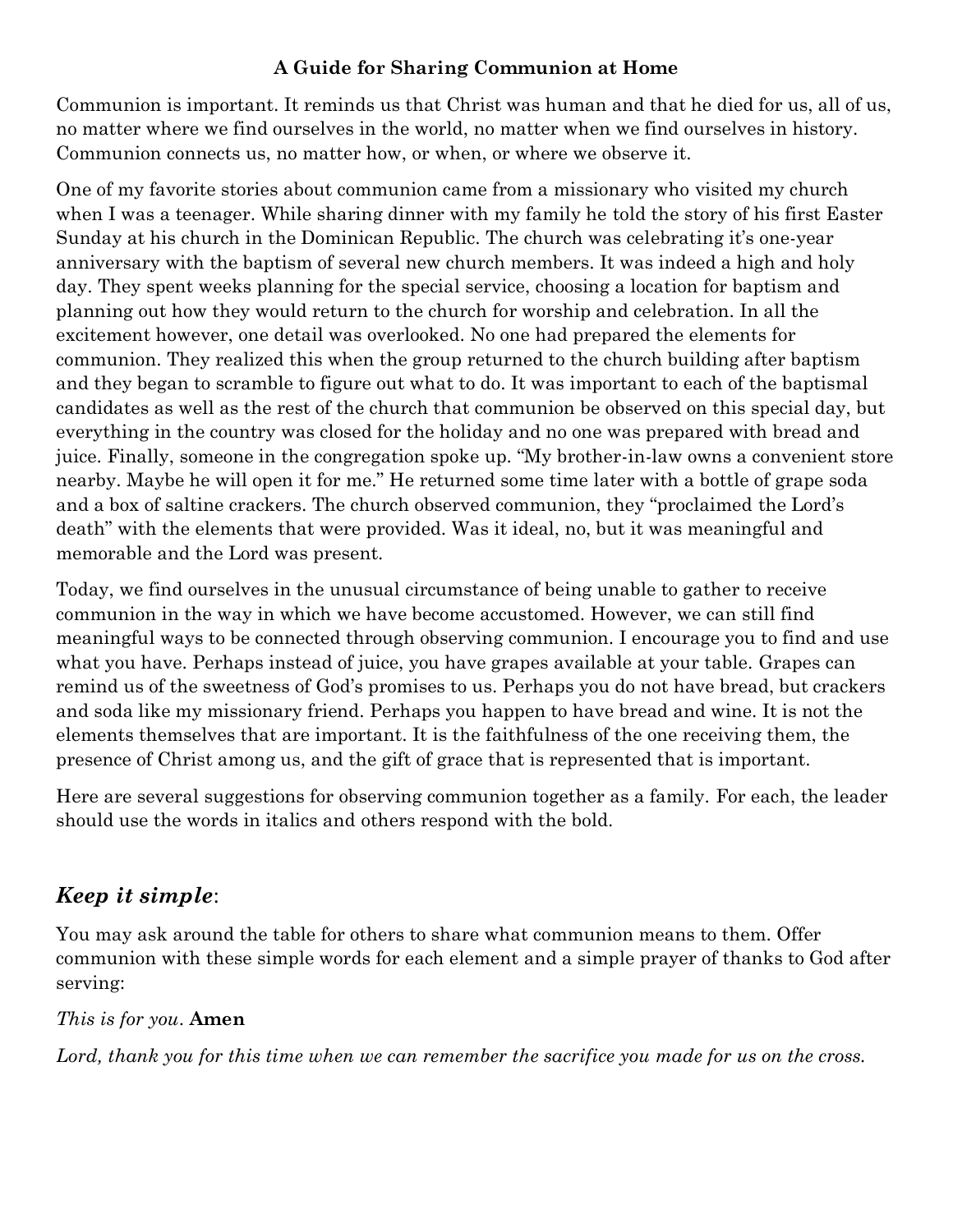# A Guide for Sharing Communion at Home

Communion is important. It reminds us that Christ was human and that he died for us, all of us, no matter where we find ourselves in the world, no matter when we find ourselves in history. Communion connects us, no matter how, or when, or where we observe it.

One of my favorite stories about communion came from a missionary who visited my church when I was a teenager. While sharing dinner with my family he told the story of his first Easter Sunday at his church in the Dominican Republic. The church was celebrating it's one-year anniversary with the baptism of several new church members. It was indeed a high and holy day. They spent weeks planning for the special service, choosing a location for baptism and planning out how they would return to the church for worship and celebration. In all the excitement however, one detail was overlooked. No one had prepared the elements for communion. They realized this when the group returned to the church building after baptism and they began to scramble to figure out what to do. It was important to each of the baptismal candidates as well as the rest of the church that communion be observed on this special day, but everything in the country was closed for the holiday and no one was prepared with bread and juice. Finally, someone in the congregation spoke up. "My brother-in-law owns a convenient store nearby. Maybe he will open it for me." He returned some time later with a bottle of grape soda and a box of saltine crackers. The church observed communion, they "proclaimed the Lord's death" with the elements that were provided. Was it ideal, no, but it was meaningful and memorable and the Lord was present.

Today, we find ourselves in the unusual circumstance of being unable to gather to receive communion in the way in which we have become accustomed. However, we can still find meaningful ways to be connected through observing communion. I encourage you to find and use what you have. Perhaps instead of juice, you have grapes available at your table. Grapes can remind us of the sweetness of God's promises to us. Perhaps you do not have bread, but crackers and soda like my missionary friend. Perhaps you happen to have bread and wine. It is not the elements themselves that are important. It is the faithfulness of the one receiving them, the presence of Christ among us, and the gift of grace that is represented that is important.

Here are several suggestions for observing communion together as a family. For each, the leader should use the words in italics and others respond with the bold.

## ***Keep it simple***:

You may ask around the table for others to share what communion means to them. Offer communion with these simple words for each element and a simple prayer of thanks to God after serving:

*This is for you*. **Amen**

*Lord, thank you for this time when we can remember the sacrifice you made for us on the cross.*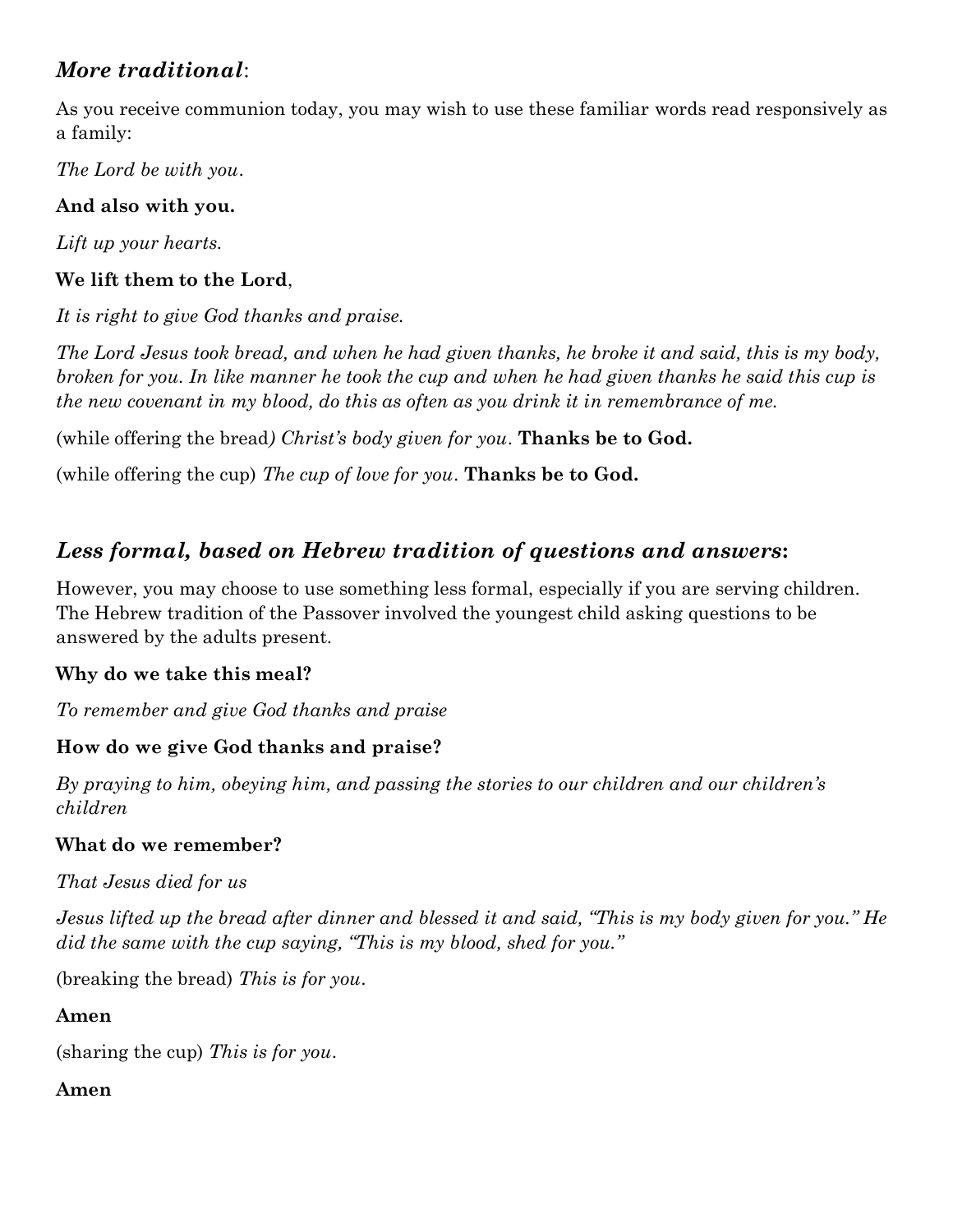## *More traditional*:

As you receive communion today, you may wish to use these familiar words read responsively as a family:

*The Lord be with you*.

**And also with you.**

*Lift up your hearts.*

**We lift them to the Lord**,

*It is right to give God thanks and praise.*

*The Lord Jesus took bread, and when he had given thanks, he broke it and said, this is my body, broken for you. In like manner he took the cup and when he had given thanks he said this cup is the new covenant in my blood, do this as often as you drink it in remembrance of me.*

(while offering the bread) *Christ's body given for you*. **Thanks be to God.**

(while offering the cup) *The cup of love for you*. **Thanks be to God.**

## *Less formal, based on Hebrew tradition of questions and answers*:

However, you may choose to use something less formal, especially if you are serving children. The Hebrew tradition of the Passover involved the youngest child asking questions to be answered by the adults present.

**Why do we take this meal?**

*To remember and give God thanks and praise*

**How do we give God thanks and praise?**

*By praying to him, obeying him, and passing the stories to our children and our children's children*

**What do we remember?**

*That Jesus died for us*

*Jesus lifted up the bread after dinner and blessed it and said, "This is my body given for you." He did the same with the cup saying, "This is my blood, shed for you."*

(breaking the bread) *This is for you*.

**Amen**

(sharing the cup) *This is for you*.

**Amen**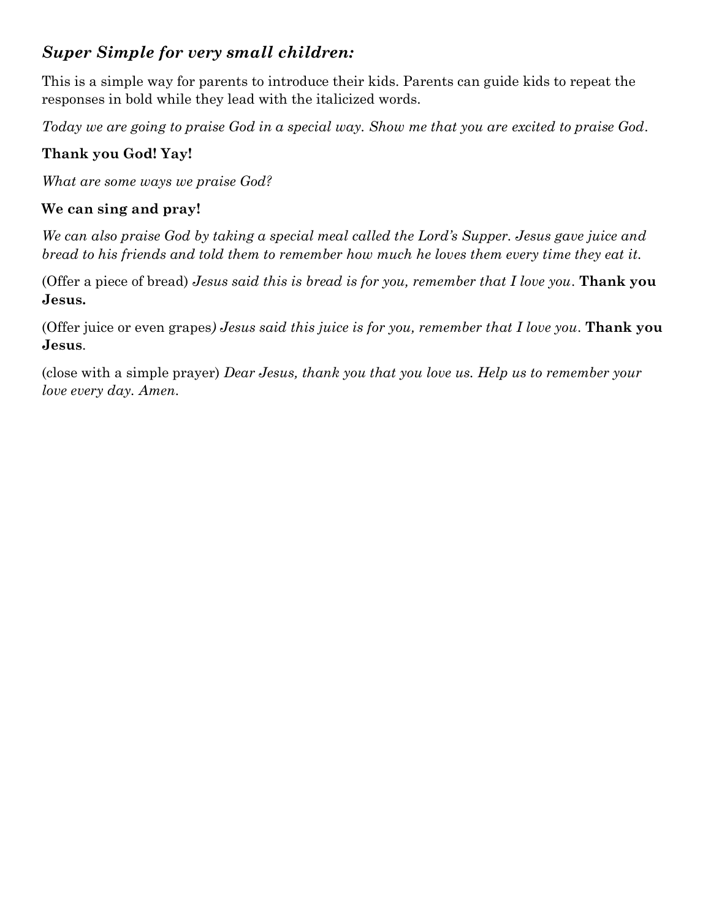### *Super Simple for very small children:*

This is a simple way for parents to introduce their kids. Parents can guide kids to repeat the responses in bold while they lead with the italicized words.

*Today we are going to praise God in a special way. Show me that you are excited to praise God.*

**Thank you God! Yay!**

*What are some ways we praise God?*

**We can sing and pray!**

*We can also praise God by taking a special meal called the Lord's Supper. Jesus gave juice and bread to his friends and told them to remember how much he loves them every time they eat it.*

(Offer a piece of bread) *Jesus said this is bread is for you, remember that I love you*. **Thank you Jesus.**

(Offer juice or even grapes*) Jesus said this juice is for you, remember that I love you*. **Thank you Jesus**.

(close with a simple prayer) *Dear Jesus, thank you that you love us. Help us to remember your love every day. Amen.*